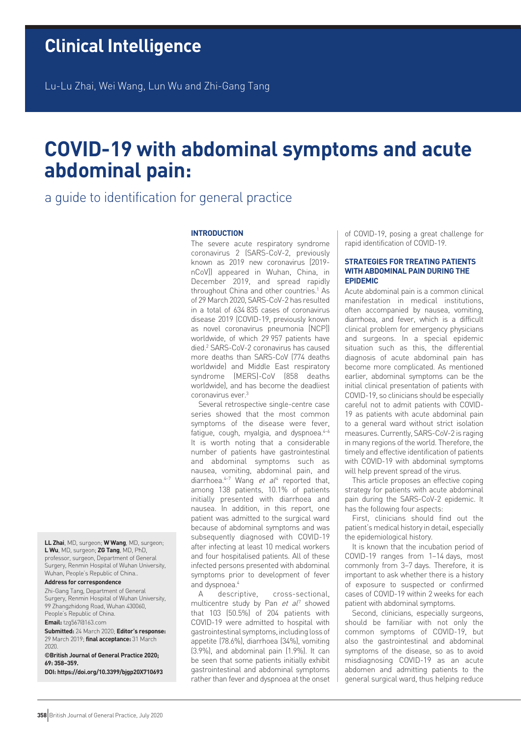# Clinical Intelligence

Lu-Lu Zhai, Wei Wang, Lun Wu and Zhi-Gang Tang

# COVID-19 with abdominal symptoms and acute abdominal pain:

## a guide to identification for general practice

### INTRODUCTION

The severe acute respiratory syndrome coronavirus 2 (SARS-CoV-2, previously known as 2019 new coronavirus [2019-nCoV]) appeared in Wuhan, China, in December 2019, and spread rapidly throughout China and other countries.[1] As of 29 March 2020, SARS-CoV-2 has resulted in a total of 634 835 cases of coronavirus disease 2019 (COVID-19, previously known as novel coronavirus pneumonia [NCP]) worldwide, of which 29 957 patients have died.[2] SARS-CoV-2 coronavirus has caused more deaths than SARS-CoV (774 deaths worldwide) and Middle East respiratory syndrome (MERS)-CoV (858 deaths worldwide), and has become the deadliest coronavirus ever.[3]

Several retrospective single-centre case series showed that the most common symptoms of the disease were fever, fatigue, cough, myalgia, and dyspnoea.[4–6] It is worth noting that a considerable number of patients have gastrointestinal and abdominal symptoms such as nausea, vomiting, abdominal pain, and diarrhoea.[4–7] Wang *et al*[4] reported that, among 138 patients, 10.1% of patients initially presented with diarrhoea and nausea. In addition, in this report, one patient was admitted to the surgical ward because of abdominal symptoms and was subsequently diagnosed with COVID-19 after infecting at least 10 medical workers and four hospitalised patients. All of these infected persons presented with abdominal symptoms prior to development of fever and dyspnoea.[4]

A descriptive, cross-sectional, multicentre study by Pan *et al*[7] showed that 103 (50.5%) of 204 patients with COVID-19 were admitted to hospital with gastrointestinal symptoms, including loss of appetite (78.6%), diarrhoea (34%), vomiting (3.9%), and abdominal pain (1.9%). It can be seen that some patients initially exhibit gastrointestinal and abdominal symptoms rather than fever and dyspnoea at the onset of COVID-19, posing a great challenge for rapid identification of COVID-19.

### STRATEGIES FOR TREATING PATIENTS WITH ABDOMINAL PAIN DURING THE EPIDEMIC

Acute abdominal pain is a common clinical manifestation in medical institutions, often accompanied by nausea, vomiting, diarrhoea, and fever, which is a difficult clinical problem for emergency physicians and surgeons. In a special epidemic situation such as this, the differential diagnosis of acute abdominal pain has become more complicated. As mentioned earlier, abdominal symptoms can be the initial clinical presentation of patients with COVID-19, so clinicians should be especially careful not to admit patients with COVID-19 as patients with acute abdominal pain to a general ward without strict isolation measures. Currently, SARS-CoV-2 is raging in many regions of the world. Therefore, the timely and effective identification of patients with COVID-19 with abdominal symptoms will help prevent spread of the virus.

This article proposes an effective coping strategy for patients with acute abdominal pain during the SARS-CoV-2 epidemic. It has the following four aspects:

First, clinicians should find out the patient's medical history in detail, especially the epidemiological history.

It is known that the incubation period of COVID-19 ranges from 1–14 days, most commonly from 3–7 days. Therefore, it is important to ask whether there is a history of exposure to suspected or confirmed cases of COVID-19 within 2 weeks for each patient with abdominal symptoms.

Second, clinicians, especially surgeons, should be familiar with not only the common symptoms of COVID-19, but also the gastrointestinal and abdominal symptoms of the disease, so as to avoid misdiagnosing COVID-19 as an acute abdomen and admitting patients to the general surgical ward, thus helping reduce

**LL Zhai**, MD, surgeon; **W Wang**, MD, surgeon; **L Wu**, MD, surgeon; **ZG Tang**, MD, PhD, professor, surgeon, Department of General Surgery, Renmin Hospital of Wuhan University, Wuhan, People's Republic of China..

**Address for correspondence**

Zhi-Gang Tang, Department of General Surgery, Renmin Hospital of Wuhan University, 99 Zhangzhidong Road, Wuhan 430060, People's Republic of China.

**Email:** tzg567@163.com

**Submitted:** 24 March 2020; **Editor's response:** 29 March 2019; **final acceptance:** 31 March 2020.

**©British Journal of General Practice 2020; 69: 358–359.**

**DOI: https://doi.org/10.3399/bjgp20X710693**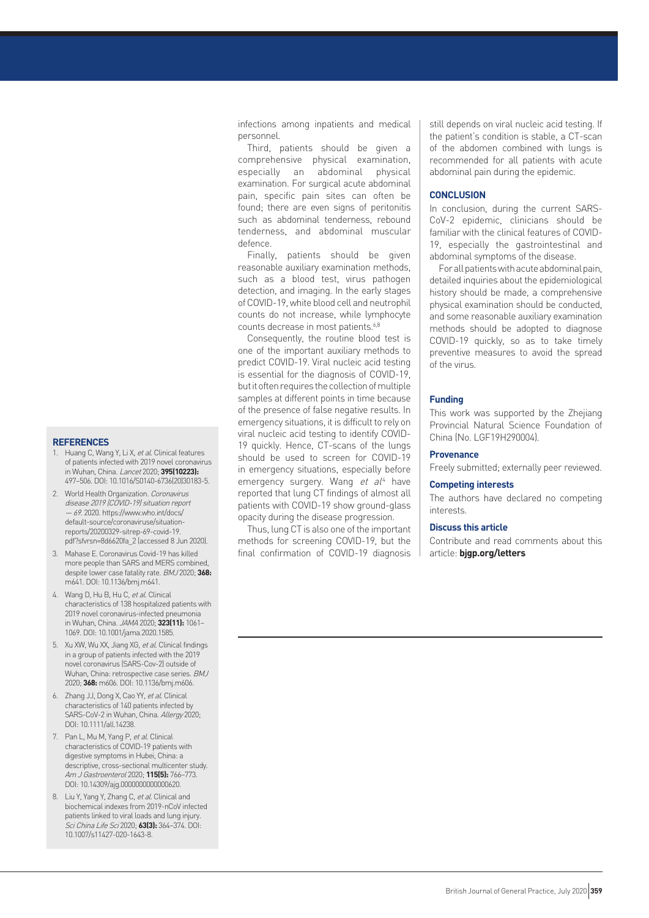infections among inpatients and medical personnel.

Third, patients should be given a comprehensive physical examination, especially an abdominal physical examination. For surgical acute abdominal pain, specific pain sites can often be found; there are even signs of peritonitis such as abdominal tenderness, rebound tenderness, and abdominal muscular defence.

Finally, patients should be given reasonable auxiliary examination methods, such as a blood test, virus pathogen detection, and imaging. In the early stages of COVID-19, white blood cell and neutrophil counts do not increase, while lymphocyte counts decrease in most patients.[6,8]

Consequently, the routine blood test is one of the important auxiliary methods to predict COVID-19. Viral nucleic acid testing is essential for the diagnosis of COVID-19, but it often requires the collection of multiple samples at different points in time because of the presence of false negative results. In emergency situations, it is difficult to rely on viral nucleic acid testing to identify COVID-19 quickly. Hence, CT-scans of the lungs should be used to screen for COVID-19 in emergency situations, especially before emergency surgery. Wang *et al*[4] have reported that lung CT findings of almost all patients with COVID-19 show ground-glass opacity during the disease progression.

Thus, lung CT is also one of the important methods for screening COVID-19, but the final confirmation of COVID-19 diagnosis still depends on viral nucleic acid testing. If the patient's condition is stable, a CT-scan of the abdomen combined with lungs is recommended for all patients with acute abdominal pain during the epidemic.

## CONCLUSION

In conclusion, during the current SARS-CoV-2 epidemic, clinicians should be familiar with the clinical features of COVID-19, especially the gastrointestinal and abdominal symptoms of the disease.

For all patients with acute abdominal pain, detailed inquiries about the epidemiological history should be made, a comprehensive physical examination should be conducted, and some reasonable auxiliary examination methods should be adopted to diagnose COVID-19 quickly, so as to take timely preventive measures to avoid the spread of the virus.

### Funding

This work was supported by the Zhejiang Provincial Natural Science Foundation of China (No. LGF19H290004).

### Provenance

Freely submitted; externally peer reviewed.

### Competing interests

The authors have declared no competing interests.

### Discuss this article

Contribute and read comments about this article: **bjgp.org/letters**

## REFERENCES

1. Huang C, Wang Y, Li X, *et al.* Clinical features of patients infected with 2019 novel coronavirus in Wuhan, China. *Lancet* 2020; **395(10223):** 497–506. DOI: 10.1016/S0140-6736(20)30183-5.
2. World Health Organization. *Coronavirus disease 2019 (COVID-19) situation report — 69.* 2020. https://www.who.int/docs/default-source/coronaviruse/situation-reports/20200329-sitrep-69-covid-19.pdf?sfvrsn=8d6620fa_2 (accessed 8 Jun 2020).
3. Mahase E. Coronavirus Covid-19 has killed more people than SARS and MERS combined, despite lower case fatality rate. *BMJ* 2020; **368:** m641. DOI: 10.1136/bmj.m641.
4. Wang D, Hu B, Hu C, *et al.* Clinical characteristics of 138 hospitalized patients with 2019 novel coronavirus-infected pneumonia in Wuhan, China. *JAMA* 2020; **323(11):** 1061–1069. DOI: 10.1001/jama.2020.1585.
5. Xu XW, Wu XX, Jiang XG, *et al.* Clinical findings in a group of patients infected with the 2019 novel coronavirus (SARS-Cov-2) outside of Wuhan, China: retrospective case series. *BMJ* 2020; **368:** m606. DOI: 10.1136/bmj.m606.
6. Zhang JJ, Dong X, Cao YY, *et al.* Clinical characteristics of 140 patients infected by SARS-CoV-2 in Wuhan, China. *Allergy* 2020; DOI: 10.1111/all.14238.
7. Pan L, Mu M, Yang P, *et al.* Clinical characteristics of COVID-19 patients with digestive symptoms in Hubei, China: a descriptive, cross-sectional multicenter study. *Am J Gastroenterol* 2020; **115(5):** 766–773. DOI: 10.14309/ajg.0000000000000620.
8. Liu Y, Yang Y, Zhang C, *et al.* Clinical and biochemical indexes from 2019-nCoV infected patients linked to viral loads and lung injury. *Sci China Life Sci* 2020; **63(3):** 364–374. DOI: 10.1007/s11427-020-1643-8.